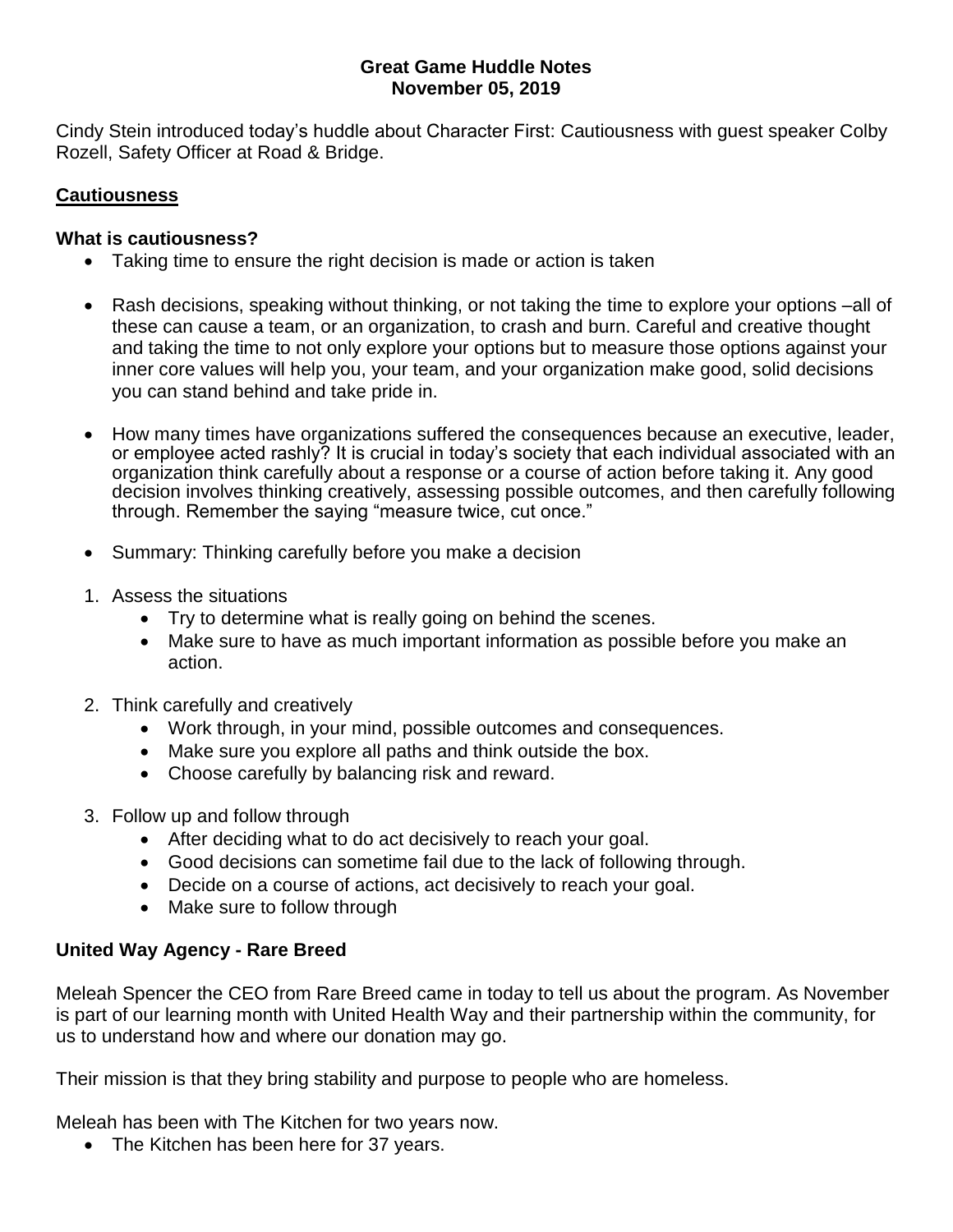**Great Game Huddle Notes**
**November 05, 2019**

Cindy Stein introduced today's huddle about Character First: Cautiousness with guest speaker Colby Rozell, Safety Officer at Road & Bridge.

## Cautiousness

### What is cautiousness?

- Taking time to ensure the right decision is made or action is taken
- Rash decisions, speaking without thinking, or not taking the time to explore your options –all of these can cause a team, or an organization, to crash and burn. Careful and creative thought and taking the time to not only explore your options but to measure those options against your inner core values will help you, your team, and your organization make good, solid decisions you can stand behind and take pride in.
- How many times have organizations suffered the consequences because an executive, leader, or employee acted rashly? It is crucial in today's society that each individual associated with an organization think carefully about a response or a course of action before taking it. Any good decision involves thinking creatively, assessing possible outcomes, and then carefully following through. Remember the saying "measure twice, cut once."
- Summary: Thinking carefully before you make a decision

1. Assess the situations
   - Try to determine what is really going on behind the scenes.
   - Make sure to have as much important information as possible before you make an action.
2. Think carefully and creatively
   - Work through, in your mind, possible outcomes and consequences.
   - Make sure you explore all paths and think outside the box.
   - Choose carefully by balancing risk and reward.
3. Follow up and follow through
   - After deciding what to do act decisively to reach your goal.
   - Good decisions can sometime fail due to the lack of following through.
   - Decide on a course of actions, act decisively to reach your goal.
   - Make sure to follow through

### United Way Agency - Rare Breed

Meleah Spencer the CEO from Rare Breed came in today to tell us about the program. As November is part of our learning month with United Health Way and their partnership within the community, for us to understand how and where our donation may go.

Their mission is that they bring stability and purpose to people who are homeless.

Meleah has been with The Kitchen for two years now.

- The Kitchen has been here for 37 years.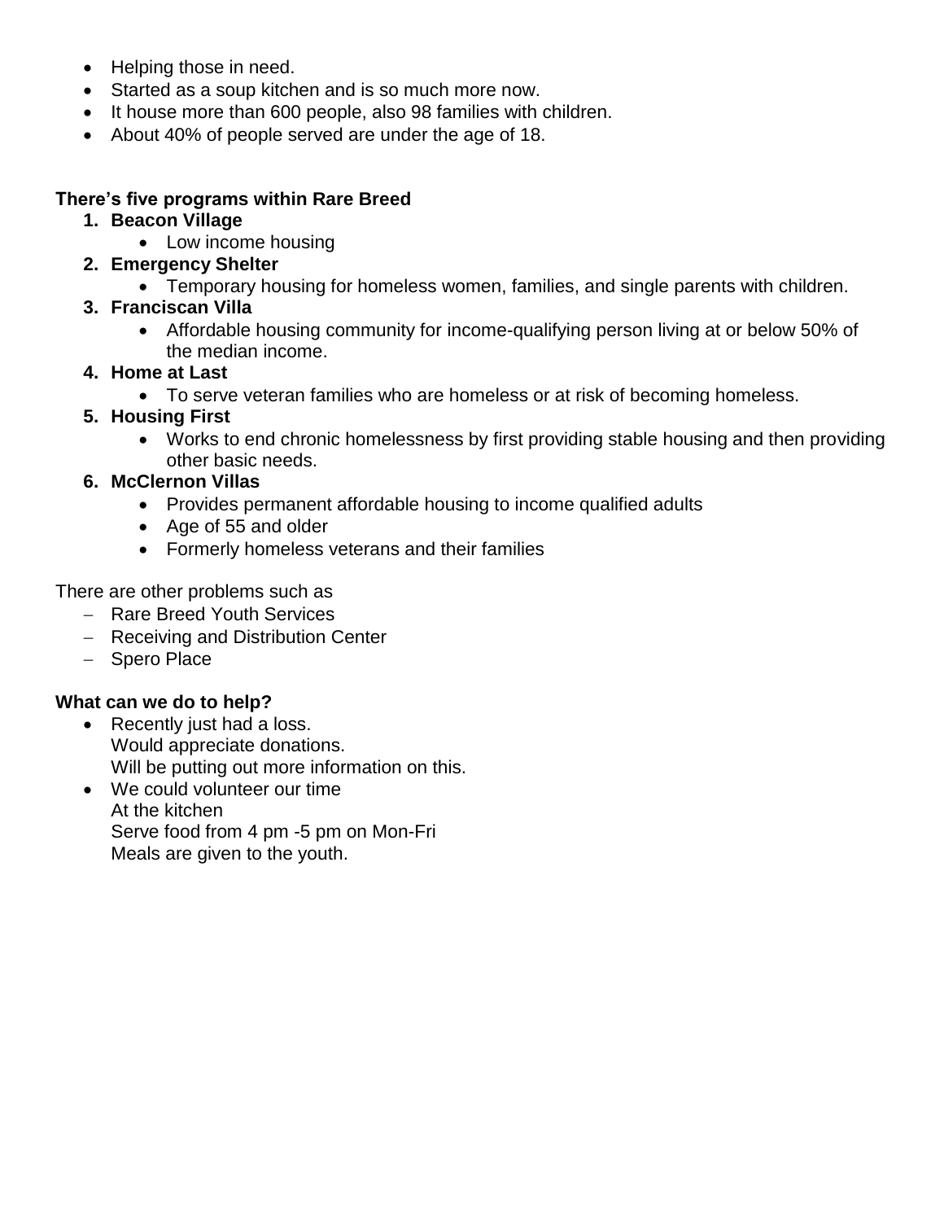- Helping those in need.
- Started as a soup kitchen and is so much more now.
- It house more than 600 people, also 98 families with children.
- About 40% of people served are under the age of 18.

**There's five programs within Rare Breed**

1. **Beacon Village**
    - Low income housing
2. **Emergency Shelter**
    - Temporary housing for homeless women, families, and single parents with children.
3. **Franciscan Villa**
    - Affordable housing community for income-qualifying person living at or below 50% of the median income.
4. **Home at Last**
    - To serve veteran families who are homeless or at risk of becoming homeless.
5. **Housing First**
    - Works to end chronic homelessness by first providing stable housing and then providing other basic needs.
6. **McClernon Villas**
    - Provides permanent affordable housing to income qualified adults
    - Age of 55 and older
    - Formerly homeless veterans and their families

There are other problems such as

- Rare Breed Youth Services
- Receiving and Distribution Center
- Spero Place

**What can we do to help?**

- Recently just had a loss.
  Would appreciate donations.
  Will be putting out more information on this.
- We could volunteer our time
  At the kitchen
  Serve food from 4 pm -5 pm on Mon-Fri
  Meals are given to the youth.